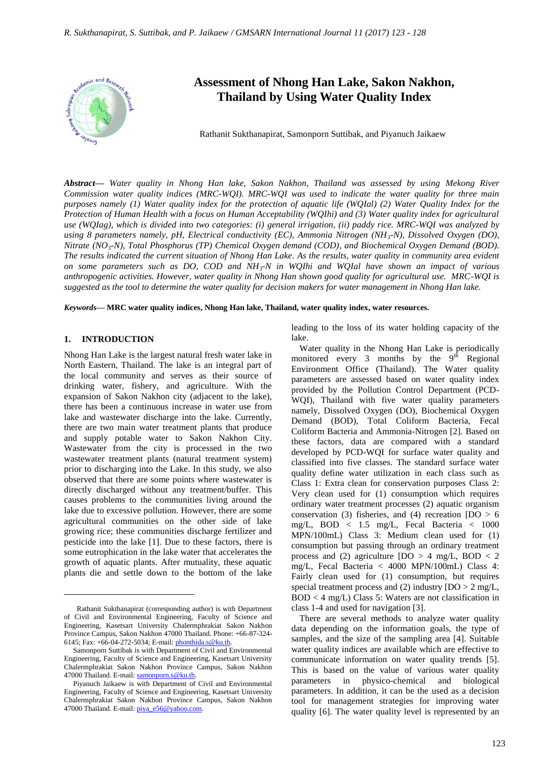# Assessment of Nhong Han Lake, Sakon Nakhon, Thailand by Using Water Quality Index

Rathanit Sukthanapirat, Samonporn Suttibak, and Piyanuch Jaikaew

***Abstract***— *Water quality in Nhong Han lake, Sakon Nakhon, Thailand was assessed by using Mekong River Commission water quality indices (MRC-WQI). MRC-WQI was used to indicate the water quality for three main purposes namely (1) Water quality index for the protection of aquatic life (WQIal) (2) Water Quality Index for the Protection of Human Health with a focus on Human Acceptability (WQIhi) and (3) Water quality index for agricultural use (WQIag), which is divided into two categories: (i) general irrigation, (ii) paddy rice. MRC-WQI was analyzed by using 8 parameters namely, pH, Electrical conductivity (EC), Ammonia Nitrogen ($NH_3$-N), Dissolved Oxygen (DO), Nitrate ($NO_3$-N), Total Phosphorus (TP) Chemical Oxygen demand (COD), and Biochemical Oxygen Demand (BOD). The results indicated the current situation of Nhong Han Lake. As the results, water quality in community area evident on some parameters such as DO, COD and $NH_3$-N in WQIhi and WQIal have shown an impact of various anthropogenic activities. However, water quality in Nhong Han shown good quality for agricultural use. MRC-WQI is suggested as the tool to determine the water quality for decision makers for water management in Nhong Han lake.*

***Keywords***— **MRC water quality indices, Nhong Han lake, Thailand, water quality index, water resources.**

## 1. INTRODUCTION

Nhong Han Lake is the largest natural fresh water lake in North Eastern, Thailand. The lake is an integral part of the local community and serves as their source of drinking water, fishery, and agriculture. With the expansion of Sakon Nakhon city (adjacent to the lake), there has been a continuous increase in water use from lake and wastewater discharge into the lake. Currently, there are two main water treatment plants that produce and supply potable water to Sakon Nakhon City. Wastewater from the city is processed in the two wastewater treatment plants (natural treatment system) prior to discharging into the Lake. In this study, we also observed that there are some points where wastewater is directly discharged without any treatment/buffer. This causes problems to the communities living around the lake due to excessive pollution. However, there are some agricultural communities on the other side of lake growing rice; these communities discharge fertilizer and pesticide into the lake [1]. Due to these factors, there is some eutrophication in the lake water that accelerates the growth of aquatic plants. After mutuality, these aquatic plants die and settle down to the bottom of the lake leading to the loss of its water holding capacity of the lake.

Water quality in the Nhong Han Lake is periodically monitored every 3 months by the 9[th] Regional Environment Office (Thailand). The Water quality parameters are assessed based on water quality index provided by the Pollution Control Department (PCD-WQI), Thailand with five water quality parameters namely, Dissolved Oxygen (DO), Biochemical Oxygen Demand (BOD), Total Coliform Bacteria, Fecal Coliform Bacteria and Ammonia-Nitrogen [2]. Based on these factors, data are compared with a standard developed by PCD-WQI for surface water quality and classified into five classes. The standard surface water quality define water utilization in each class such as Class 1: Extra clean for conservation purposes Class 2: Very clean used for (1) consumption which requires ordinary water treatment processes (2) aquatic organism conservation (3) fisheries, and (4) recreation [DO > 6 mg/L, BOD < 1.5 mg/L, Fecal Bacteria < 1000 MPN/100mL) Class 3: Medium clean used for (1) consumption but passing through an ordinary treatment process and (2) agriculture [DO > 4 mg/L, BOD < 2 mg/L, Fecal Bacteria < 4000 MPN/100mL) Class 4: Fairly clean used for (1) consumption, but requires special treatment process and (2) industry [DO > 2 mg/L, BOD < 4 mg/L) Class 5: Waters are not classification in class 1-4 and used for navigation [3].

There are several methods to analyze water quality data depending on the information goals, the type of samples, and the sampling area [4]. Suitable water quality indices are available which are effective to communicate information on water quality trends [5]. This is based on the value of various water quality parameters in physico-chemical and biological parameters. In addition, it can be the used as a decision tool for management strategies for improving water quality [6]. The water quality level is represented by an

---

Rathanit Sukthanapirat (corresponding author) is with Department of Civil and Environmental Engineering, Faculty of Science and Engineering, Kasetsart University Chalermphrakiat Sakon Nakhon Province Campus, Sakon Nakhon 47000 Thailand. Phone: +66-87-324-6145; Fax: +66-04-272-5034; E-mail: phonthida.s@ku.th.

Samonporn Suttibak is with Department of Civil and Environmental Engineering, Faculty of Science and Engineering, Kasetsart University Chalermphrakiat Sakon Nakhon Province Campus, Sakon Nakhon 47000 Thailand. E-mail: samonporn.s@ku.th.

Piyanuch Jaikaew is with Department of Civil and Environmental Engineering, Faculty of Science and Engineering, Kasetsart University Chalermphrakiat Sakon Nakhon Province Campus, Sakon Nakhon 47000 Thailand. E-mail: piya_e56@yahoo.com.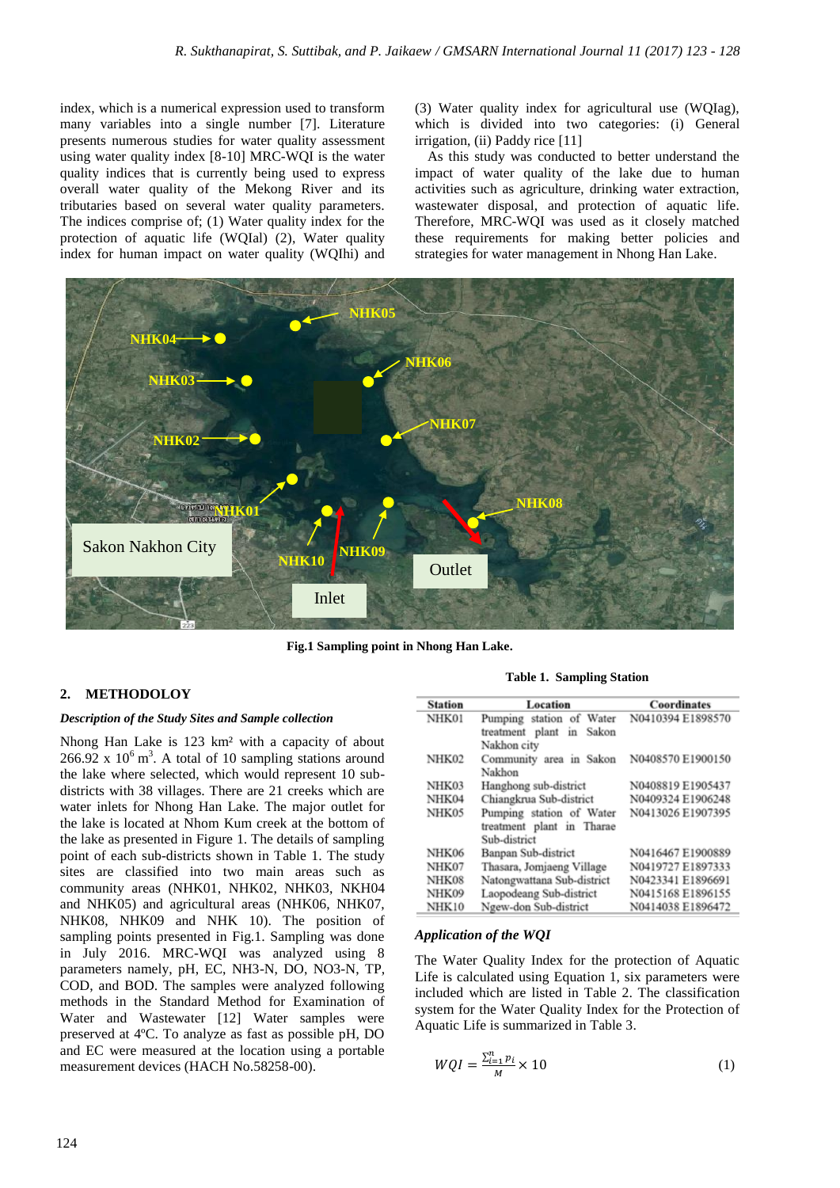index, which is a numerical expression used to transform many variables into a single number [7]. Literature presents numerous studies for water quality assessment using water quality index [8-10] MRC-WQI is the water quality indices that is currently being used to express overall water quality of the Mekong River and its tributaries based on several water quality parameters. The indices comprise of; (1) Water quality index for the protection of aquatic life (WQIal) (2), Water quality index for human impact on water quality (WQIhi) and (3) Water quality index for agricultural use (WQIag), which is divided into two categories: (i) General irrigation, (ii) Paddy rice [11]

As this study was conducted to better understand the impact of water quality of the lake due to human activities such as agriculture, drinking water extraction, wastewater disposal, and protection of aquatic life. Therefore, MRC-WQI was used as it closely matched these requirements for making better policies and strategies for water management in Nhong Han Lake.

**Fig.1 Sampling point in Nhong Han Lake.**

## 2. METHODOLOY

### *Description of the Study Sites and Sample collection*

Nhong Han Lake is 123 km² with a capacity of about 266.92 x $10^6$ m³. A total of 10 sampling stations around the lake where selected, which would represent 10 sub-districts with 38 villages. There are 21 creeks which are water inlets for Nhong Han Lake. The major outlet for the lake is located at Nhom Kum creek at the bottom of the lake as presented in Figure 1. The details of sampling point of each sub-districts shown in Table 1. The study sites are classified into two main areas such as community areas (NHK01, NHK02, NHK03, NKH04 and NHK05) and agricultural areas (NHK06, NHK07, NHK08, NHK09 and NHK 10). The position of sampling points presented in Fig.1. Sampling was done in July 2016. MRC-WQI was analyzed using 8 parameters namely, pH, EC, NH3-N, DO, NO3-N, TP, COD, and BOD. The samples were analyzed following methods in the Standard Method for Examination of Water and Wastewater [12] Water samples were preserved at 4ºC. To analyze as fast as possible pH, DO and EC were measured at the location using a portable measurement devices (HACH No.58258-00).

**Table 1. Sampling Station**

| Station | Location | Coordinates |
|---|---|---|
| NHK01 | Pumping station of Water treatment plant in Sakon Nakhon city | N0410394 E1898570 |
| NHK02 | Community area in Sakon Nakhon | N0408570 E1900150 |
| NHK03 | Hanghong sub-district | N0408819 E1905437 |
| NHK04 | Chiangkrua Sub-district | N0409324 E1906248 |
| NHK05 | Pumping station of Water treatment plant in Tharae Sub-district | N0413026 E1907395 |
| NHK06 | Banpan Sub-district | N0416467 E1900889 |
| NHK07 | Thasara, Jomjaeng Village | N0419727 E1897333 |
| NHK08 | Natongwattana Sub-district | N0423341 E1896691 |
| NHK09 | Laopodeang Sub-district | N0415168 E1896155 |
| NHK10 | Ngew-don Sub-district | N0414038 E1896472 |

### *Application of the WQI*

The Water Quality Index for the protection of Aquatic Life is calculated using Equation 1, six parameters were included which are listed in Table 2. The classification system for the Water Quality Index for the Protection of Aquatic Life is summarized in Table 3.

$$WQI = \frac{\sum_{i=1}^{n} p_i}{M} \times 10 \tag{1}$$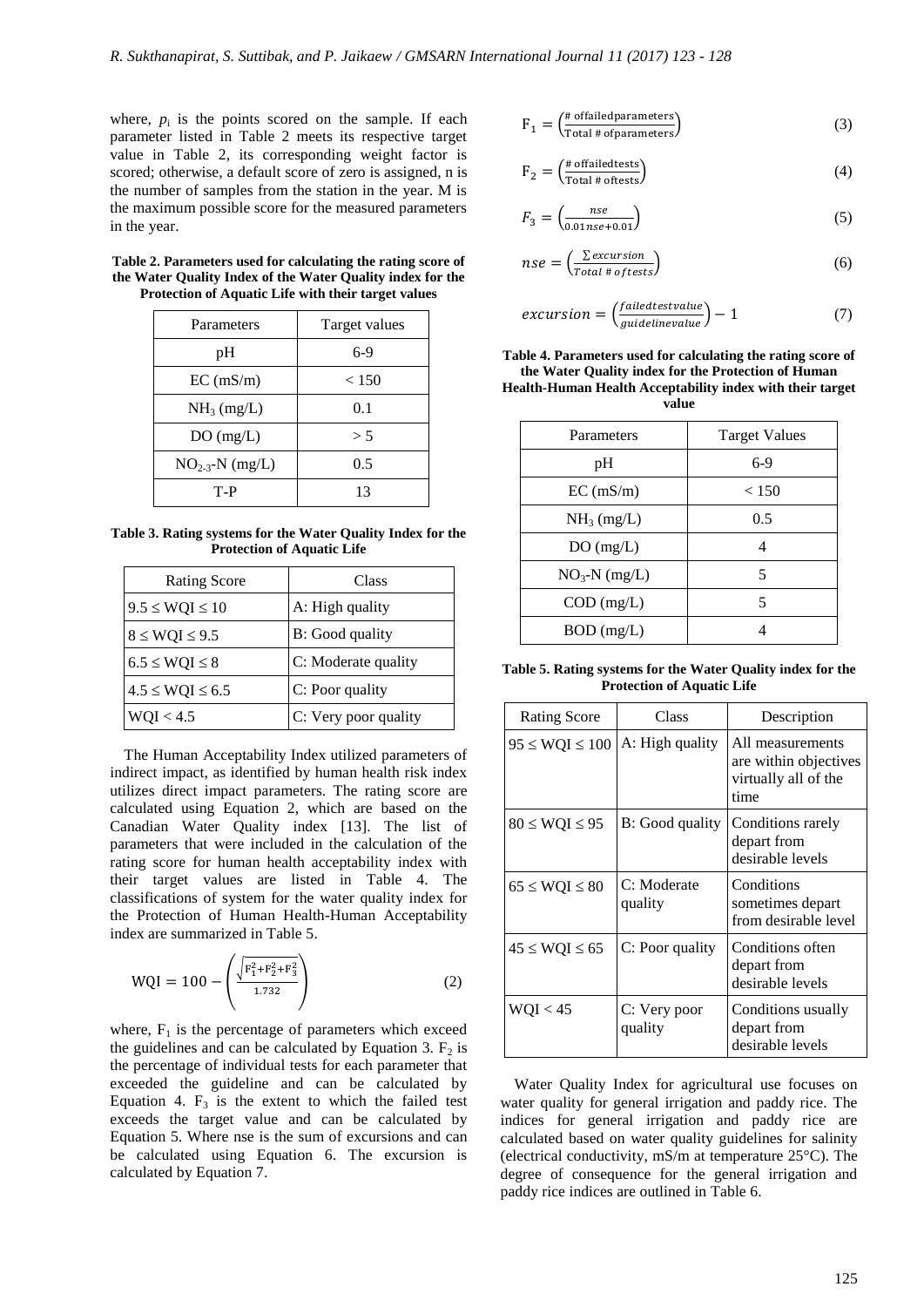where, $p_i$ is the points scored on the sample. If each parameter listed in Table 2 meets its respective target value in Table 2, its corresponding weight factor is scored; otherwise, a default score of zero is assigned, n is the number of samples from the station in the year. M is the maximum possible score for the measured parameters in the year.

**Table 2. Parameters used for calculating the rating score of the Water Quality Index of the Water Quality index for the Protection of Aquatic Life with their target values**

| Parameters | Target values |
|---|---|
| pH | 6-9 |
| EC (mS/m) | < 150 |
| $NH_3$ (mg/L) | 0.1 |
| DO (mg/L) | > 5 |
| $NO_{2\text{-}3}$-N (mg/L) | 0.5 |
| T-P | 13 |

**Table 3. Rating systems for the Water Quality Index for the Protection of Aquatic Life**

| Rating Score | Class |
|---|---|
| 9.5 ≤ WQI ≤ 10 | A: High quality |
| 8 ≤ WQI ≤ 9.5 | B: Good quality |
| 6.5 ≤ WQI ≤ 8 | C: Moderate quality |
| 4.5 ≤ WQI ≤ 6.5 | C: Poor quality |
| WQI < 4.5 | C: Very poor quality |

The Human Acceptability Index utilized parameters of indirect impact, as identified by human health risk index utilizes direct impact parameters. The rating score are calculated using Equation 2, which are based on the Canadian Water Quality index [13]. The list of parameters that were included in the calculation of the rating score for human health acceptability index with their target values are listed in Table 4. The classifications of system for the water quality index for the Protection of Human Health-Human Acceptability index are summarized in Table 5.

$$\mathrm{WQI} = 100 - \left( \frac{\sqrt{F_1^2 + F_2^2 + F_3^2}}{1.732} \right) \tag{2}$$

where, $F_1$ is the percentage of parameters which exceed the guidelines and can be calculated by Equation 3. $F_2$ is the percentage of individual tests for each parameter that exceeded the guideline and can be calculated by Equation 4. $F_3$ is the extent to which the failed test exceeds the target value and can be calculated by Equation 5. Where nse is the sum of excursions and can be calculated using Equation 6. The excursion is calculated by Equation 7.

$$F_1 = \left( \frac{\#\ \text{of failed parameters}}{\text{Total}\ \#\ \text{of parameters}} \right) \tag{3}$$

$$F_2 = \left( \frac{\#\ \text{of failed tests}}{\text{Total}\ \#\ \text{of tests}} \right) \tag{4}$$

$$F_3 = \left( \frac{nse}{0.01 nse + 0.01} \right) \tag{5}$$

$$nse = \left( \frac{\sum excursion}{Total\ \#\ of\ tests} \right) \tag{6}$$

$$excursion = \left( \frac{failed\ test\ value}{guideline\ value} \right) - 1 \tag{7}$$

**Table 4. Parameters used for calculating the rating score of the Water Quality index for the Protection of Human Health-Human Health Acceptability index with their target value**

| Parameters | Target Values |
|---|---|
| pH | 6-9 |
| EC (mS/m) | < 150 |
| $NH_3$ (mg/L) | 0.5 |
| DO (mg/L) | 4 |
| $NO_3$-N (mg/L) | 5 |
| COD (mg/L) | 5 |
| BOD (mg/L) | 4 |

**Table 5. Rating systems for the Water Quality index for the Protection of Aquatic Life**

| Rating Score | Class | Description |
|---|---|---|
| 95 ≤ WQI ≤ 100 | A: High quality | All measurements are within objectives virtually all of the time |
| 80 ≤ WQI ≤ 95 | B: Good quality | Conditions rarely depart from desirable levels |
| 65 ≤ WQI ≤ 80 | C: Moderate quality | Conditions sometimes depart from desirable level |
| 45 ≤ WQI ≤ 65 | C: Poor quality | Conditions often depart from desirable levels |
| WQI < 45 | C: Very poor quality | Conditions usually depart from desirable levels |

Water Quality Index for agricultural use focuses on water quality for general irrigation and paddy rice. The indices for general irrigation and paddy rice are calculated based on water quality guidelines for salinity (electrical conductivity, mS/m at temperature 25°C). The degree of consequence for the general irrigation and paddy rice indices are outlined in Table 6.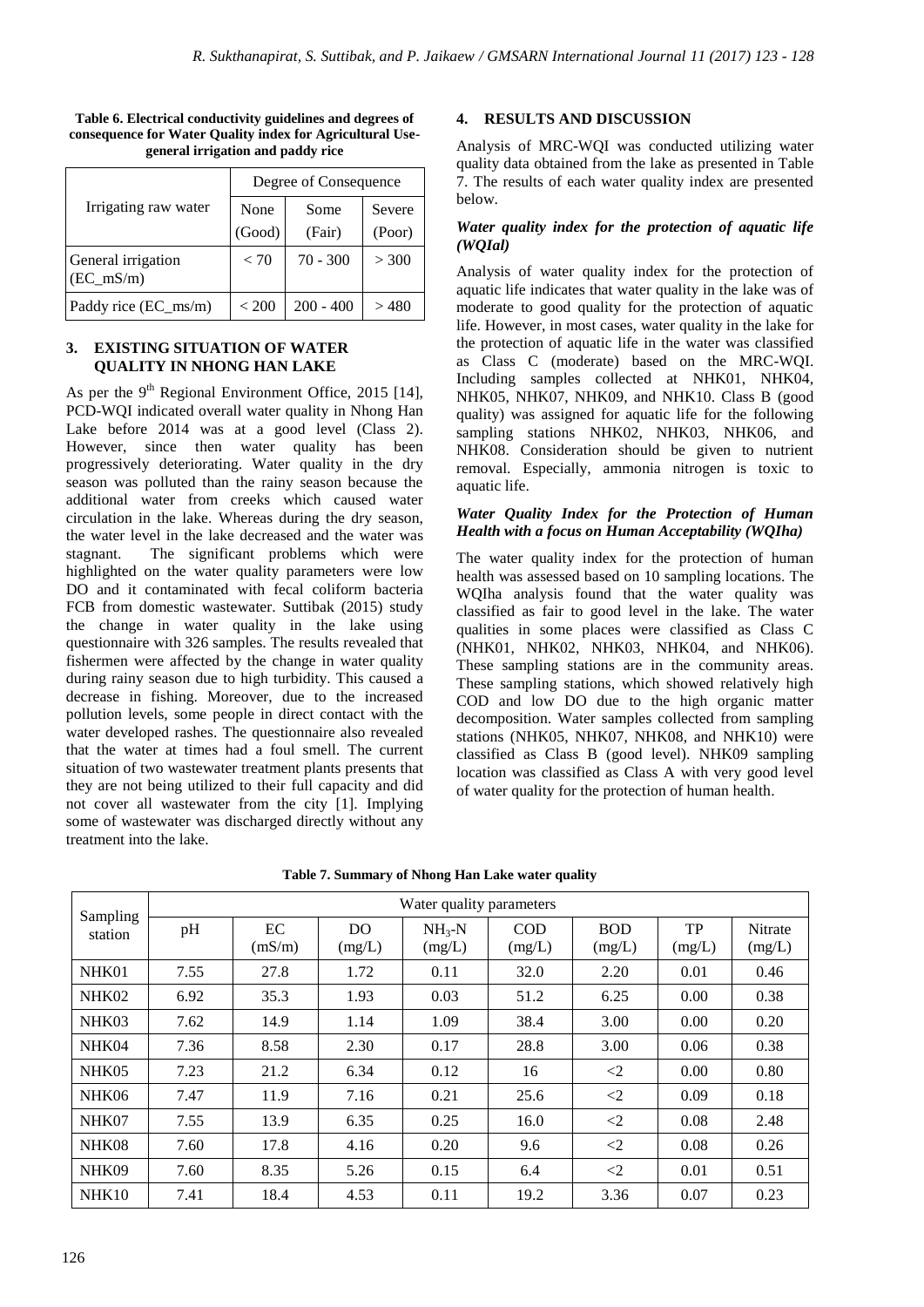**Table 6. Electrical conductivity guidelines and degrees of consequence for Water Quality index for Agricultural Use-general irrigation and paddy rice**

| Irrigating raw water | Degree of Consequence | | |
|---|---|---|---|
| | None (Good) | Some (Fair) | Severe (Poor) |
| General irrigation (EC_mS/m) | < 70 | 70 - 300 | > 300 |
| Paddy rice (EC_ms/m) | < 200 | 200 - 400 | > 480 |

## 3. EXISTING SITUATION OF WATER QUALITY IN NHONG HAN LAKE

As per the 9th Regional Environment Office, 2015 [14], PCD-WQI indicated overall water quality in Nhong Han Lake before 2014 was at a good level (Class 2). However, since then water quality has been progressively deteriorating. Water quality in the dry season was polluted than the rainy season because the additional water from creeks which caused water circulation in the lake. Whereas during the dry season, the water level in the lake decreased and the water was stagnant. The significant problems which were highlighted on the water quality parameters were low DO and it contaminated with fecal coliform bacteria FCB from domestic wastewater. Suttibak (2015) study the change in water quality in the lake using questionnaire with 326 samples. The results revealed that fishermen were affected by the change in water quality during rainy season due to high turbidity. This caused a decrease in fishing. Moreover, due to the increased pollution levels, some people in direct contact with the water developed rashes. The questionnaire also revealed that the water at times had a foul smell. The current situation of two wastewater treatment plants presents that they are not being utilized to their full capacity and did not cover all wastewater from the city [1]. Implying some of wastewater was discharged directly without any treatment into the lake.

## 4. RESULTS AND DISCUSSION

Analysis of MRC-WQI was conducted utilizing water quality data obtained from the lake as presented in Table 7. The results of each water quality index are presented below.

### *Water quality index for the protection of aquatic life (WQIal)*

Analysis of water quality index for the protection of aquatic life indicates that water quality in the lake was of moderate to good quality for the protection of aquatic life. However, in most cases, water quality in the lake for the protection of aquatic life in the water was classified as Class C (moderate) based on the MRC-WQI. Including samples collected at NHK01, NHK04, NHK05, NHK07, NHK09, and NHK10. Class B (good quality) was assigned for aquatic life for the following sampling stations NHK02, NHK03, NHK06, and NHK08. Consideration should be given to nutrient removal. Especially, ammonia nitrogen is toxic to aquatic life.

### *Water Quality Index for the Protection of Human Health with a focus on Human Acceptability (WQIha)*

The water quality index for the protection of human health was assessed based on 10 sampling locations. The WQIha analysis found that the water quality was classified as fair to good level in the lake. The water qualities in some places were classified as Class C (NHK01, NHK02, NHK03, NHK04, and NHK06). These sampling stations are in the community areas. These sampling stations, which showed relatively high COD and low DO due to the high organic matter decomposition. Water samples collected from sampling stations (NHK05, NHK07, NHK08, and NHK10) were classified as Class B (good level). NHK09 sampling location was classified as Class A with very good level of water quality for the protection of human health.

**Table 7. Summary of Nhong Han Lake water quality**

| Sampling station | Water quality parameters | | | | | | | |
|---|---|---|---|---|---|---|---|---|
| | pH | EC (mS/m) | DO (mg/L) | $NH_3$-N (mg/L) | COD (mg/L) | BOD (mg/L) | TP (mg/L) | Nitrate (mg/L) |
| NHK01 | 7.55 | 27.8 | 1.72 | 0.11 | 32.0 | 2.20 | 0.01 | 0.46 |
| NHK02 | 6.92 | 35.3 | 1.93 | 0.03 | 51.2 | 6.25 | 0.00 | 0.38 |
| NHK03 | 7.62 | 14.9 | 1.14 | 1.09 | 38.4 | 3.00 | 0.00 | 0.20 |
| NHK04 | 7.36 | 8.58 | 2.30 | 0.17 | 28.8 | 3.00 | 0.06 | 0.38 |
| NHK05 | 7.23 | 21.2 | 6.34 | 0.12 | 16 | <2 | 0.00 | 0.80 |
| NHK06 | 7.47 | 11.9 | 7.16 | 0.21 | 25.6 | <2 | 0.09 | 0.18 |
| NHK07 | 7.55 | 13.9 | 6.35 | 0.25 | 16.0 | <2 | 0.08 | 2.48 |
| NHK08 | 7.60 | 17.8 | 4.16 | 0.20 | 9.6 | <2 | 0.08 | 0.26 |
| NHK09 | 7.60 | 8.35 | 5.26 | 0.15 | 6.4 | <2 | 0.01 | 0.51 |
| NHK10 | 7.41 | 18.4 | 4.53 | 0.11 | 19.2 | 3.36 | 0.07 | 0.23 |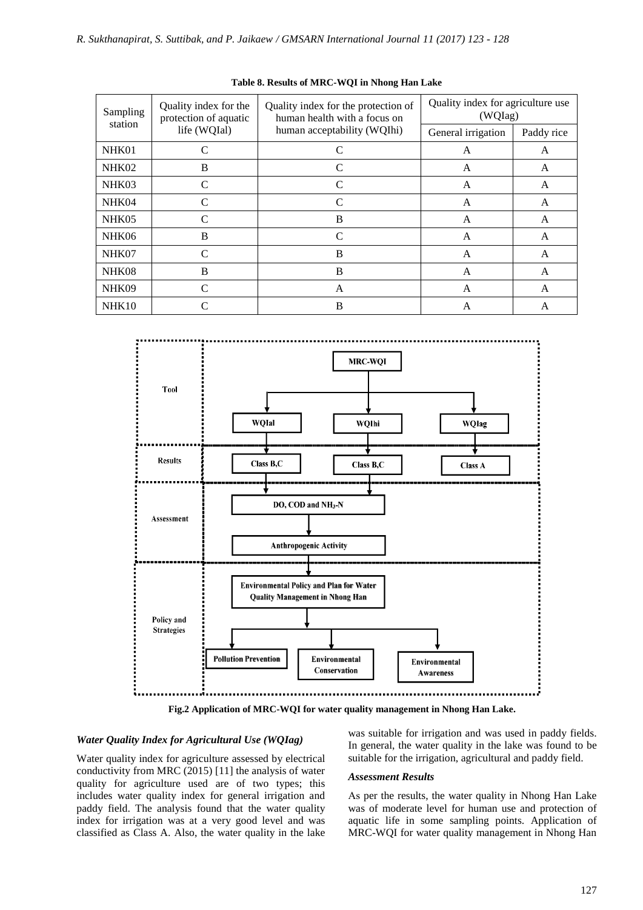**Table 8. Results of MRC-WQI in Nhong Han Lake**

| Sampling station | Quality index for the protection of aquatic life (WQIal) | Quality index for the protection of human health with a focus on human acceptability (WQIhi) | Quality index for agriculture use (WQIag) | |
|---|---|---|---|---|
| | | | General irrigation | Paddy rice |
| NHK01 | C | C | A | A |
| NHK02 | B | C | A | A |
| NHK03 | C | C | A | A |
| NHK04 | C | C | A | A |
| NHK05 | C | B | A | A |
| NHK06 | B | C | A | A |
| NHK07 | C | B | A | A |
| NHK08 | B | B | A | A |
| NHK09 | C | A | A | A |
| NHK10 | C | B | A | A |

**Fig.2 Application of MRC-WQI for water quality management in Nhong Han Lake.**

### *Water Quality Index for Agricultural Use (WQIag)*

Water quality index for agriculture assessed by electrical conductivity from MRC (2015) [11] the analysis of water quality for agriculture used are of two types; this includes water quality index for general irrigation and paddy field. The analysis found that the water quality index for irrigation was at a very good level and was classified as Class A. Also, the water quality in the lake was suitable for irrigation and was used in paddy fields. In general, the water quality in the lake was found to be suitable for the irrigation, agricultural and paddy field.

### *Assessment Results*

As per the results, the water quality in Nhong Han Lake was of moderate level for human use and protection of aquatic life in some sampling points. Application of MRC-WQI for water quality management in Nhong Han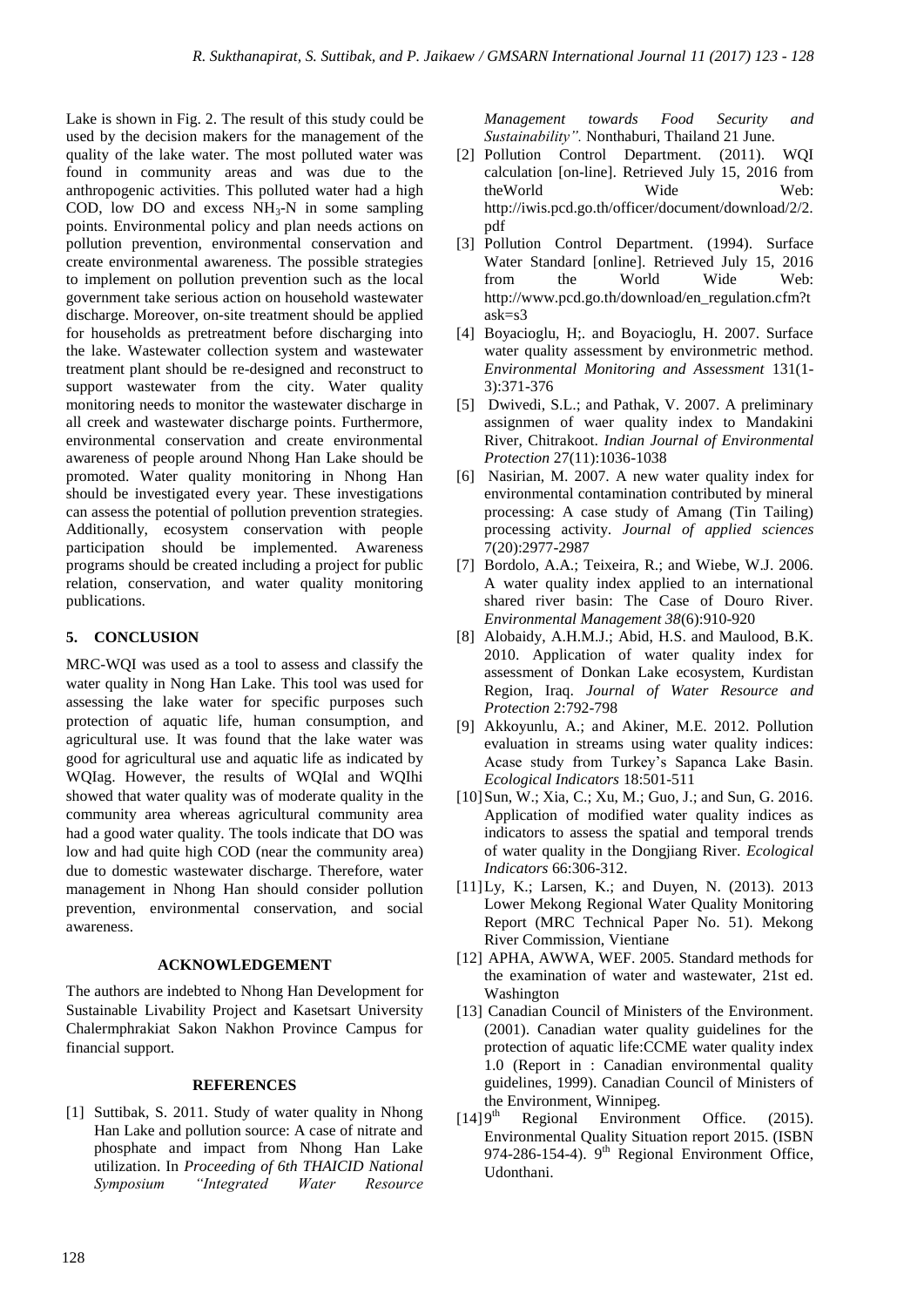Lake is shown in Fig. 2. The result of this study could be used by the decision makers for the management of the quality of the lake water. The most polluted water was found in community areas and was due to the anthropogenic activities. This polluted water had a high COD, low DO and excess $NH_3$-N in some sampling points. Environmental policy and plan needs actions on pollution prevention, environmental conservation and create environmental awareness. The possible strategies to implement on pollution prevention such as the local government take serious action on household wastewater discharge. Moreover, on-site treatment should be applied for households as pretreatment before discharging into the lake. Wastewater collection system and wastewater treatment plant should be re-designed and reconstruct to support wastewater from the city. Water quality monitoring needs to monitor the wastewater discharge in all creek and wastewater discharge points. Furthermore, environmental conservation and create environmental awareness of people around Nhong Han Lake should be promoted. Water quality monitoring in Nhong Han should be investigated every year. These investigations can assess the potential of pollution prevention strategies. Additionally, ecosystem conservation with people participation should be implemented. Awareness programs should be created including a project for public relation, conservation, and water quality monitoring publications.

## 5. CONCLUSION

MRC-WQI was used as a tool to assess and classify the water quality in Nong Han Lake. This tool was used for assessing the lake water for specific purposes such protection of aquatic life, human consumption, and agricultural use. It was found that the lake water was good for agricultural use and aquatic life as indicated by WQIag. However, the results of WQIal and WQIhi showed that water quality was of moderate quality in the community area whereas agricultural community area had a good water quality. The tools indicate that DO was low and had quite high COD (near the community area) due to domestic wastewater discharge. Therefore, water management in Nhong Han should consider pollution prevention, environmental conservation, and social awareness.

### ACKNOWLEDGEMENT

The authors are indebted to Nhong Han Development for Sustainable Livability Project and Kasetsart University Chalermphrakiat Sakon Nakhon Province Campus for financial support.

### REFERENCES

[1] Suttibak, S. 2011. Study of water quality in Nhong Han Lake and pollution source: A case of nitrate and phosphate and impact from Nhong Han Lake utilization. In *Proceeding of 6th THAICID National Symposium "Integrated Water Resource Management towards Food Security and Sustainability".* Nonthaburi, Thailand 21 June.

[2] Pollution Control Department. (2011). WQI calculation [on-line]. Retrieved July 15, 2016 from theWorld Wide Web: http://iwis.pcd.go.th/officer/document/download/2/2.pdf

[3] Pollution Control Department. (1994). Surface Water Standard [online]. Retrieved July 15, 2016 from the World Wide Web: http://www.pcd.go.th/download/en_regulation.cfm?task=s3

[4] Boyacioglu, H;. and Boyacioglu, H. 2007. Surface water quality assessment by environmetric method. *Environmental Monitoring and Assessment* 131(1-3):371-376

[5] Dwivedi, S.L.; and Pathak, V. 2007. A preliminary assignmen of waer quality index to Mandakini River, Chitrakoot. *Indian Journal of Environmental Protection* 27(11):1036-1038

[6] Nasirian, M. 2007. A new water quality index for environmental contamination contributed by mineral processing: A case study of Amang (Tin Tailing) processing activity. *Journal of applied sciences* 7(20):2977-2987

[7] Bordolo, A.A.; Teixeira, R.; and Wiebe, W.J. 2006. A water quality index applied to an international shared river basin: The Case of Douro River. *Environmental Management 38*(6):910-920

[8] Alobaidy, A.H.M.J.; Abid, H.S. and Maulood, B.K. 2010. Application of water quality index for assessment of Donkan Lake ecosystem, Kurdistan Region, Iraq. *Journal of Water Resource and Protection* 2:792-798

[9] Akkoyunlu, A.; and Akiner, M.E. 2012. Pollution evaluation in streams using water quality indices: Acase study from Turkey's Sapanca Lake Basin. *Ecological Indicators* 18:501-511

[10] Sun, W.; Xia, C.; Xu, M.; Guo, J.; and Sun, G. 2016. Application of modified water quality indices as indicators to assess the spatial and temporal trends of water quality in the Dongjiang River. *Ecological Indicators* 66:306-312.

[11] Ly, K.; Larsen, K.; and Duyen, N. (2013). 2013 Lower Mekong Regional Water Quality Monitoring Report (MRC Technical Paper No. 51). Mekong River Commission, Vientiane

[12] APHA, AWWA, WEF. 2005. Standard methods for the examination of water and wastewater, 21st ed. Washington

[13] Canadian Council of Ministers of the Environment. (2001). Canadian water quality guidelines for the protection of aquatic life:CCME water quality index 1.0 (Report in : Canadian environmental quality guidelines, 1999). Canadian Council of Ministers of the Environment, Winnipeg.

[14] 9th Regional Environment Office. (2015). Environmental Quality Situation report 2015. (ISBN 974-286-154-4). 9th Regional Environment Office, Udonthani.